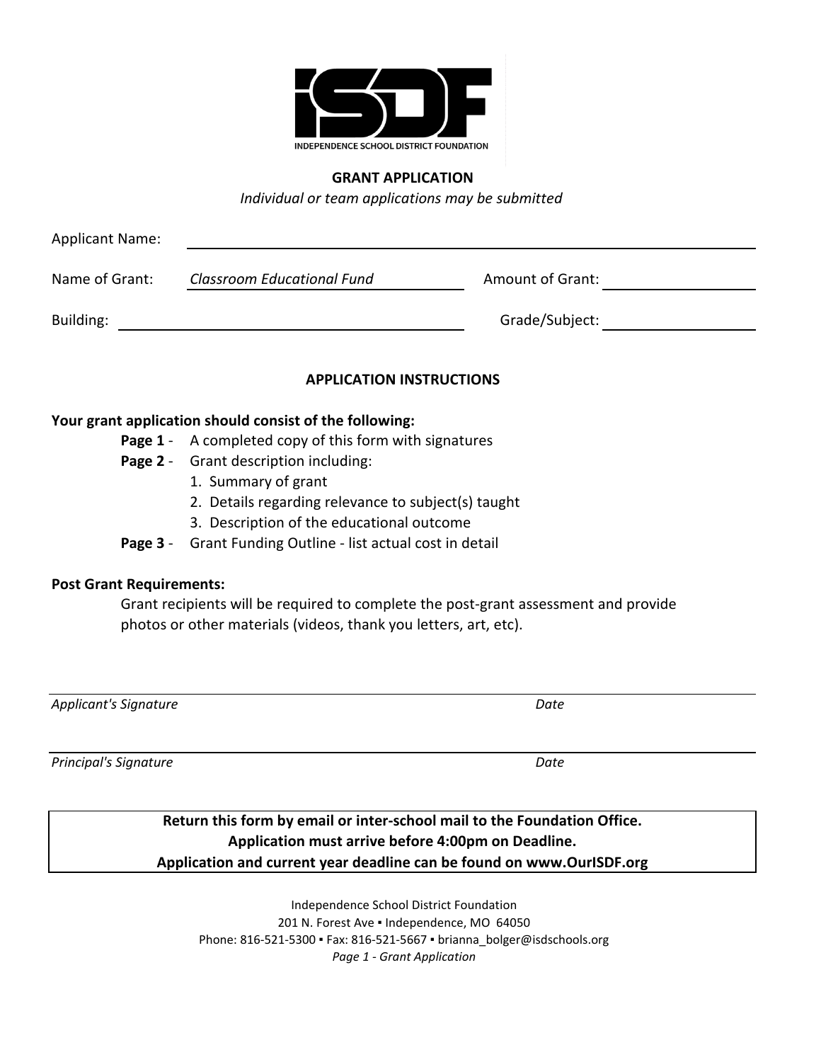ISDF

INDEPENDENCE SCHOOL DISTRICT FOUNDATION

## GRANT APPLICATION

*Individual or team applications may be submitted*

Applicant Name: ______________________________

Name of Grant: *Classroom Educational Fund* Amount of Grant: ______________

Building: ______________________________ Grade/Subject: ______________

### APPLICATION INSTRUCTIONS

**Your grant application should consist of the following:**

- **Page 1** - A completed copy of this form with signatures
- **Page 2** - Grant description including:
  1. Summary of grant
  2. Details regarding relevance to subject(s) taught
  3. Description of the educational outcome
- **Page 3** - Grant Funding Outline - list actual cost in detail

**Post Grant Requirements:**

Grant recipients will be required to complete the post-grant assessment and provide photos or other materials (videos, thank you letters, art, etc).

______________________________

*Applicant's Signature* *Date*

______________________________

*Principal's Signature* *Date*

**Return this form by email or inter-school mail to the Foundation Office.**
**Application must arrive before 4:00pm on Deadline.**
**Application and current year deadline can be found on www.OurISDF.org**

Independence School District Foundation
201 N. Forest Ave ▪ Independence, MO 64050
Phone: 816-521-5300 ▪ Fax: 816-521-5667 ▪ brianna_bolger@isdschools.org
*Page 1 - Grant Application*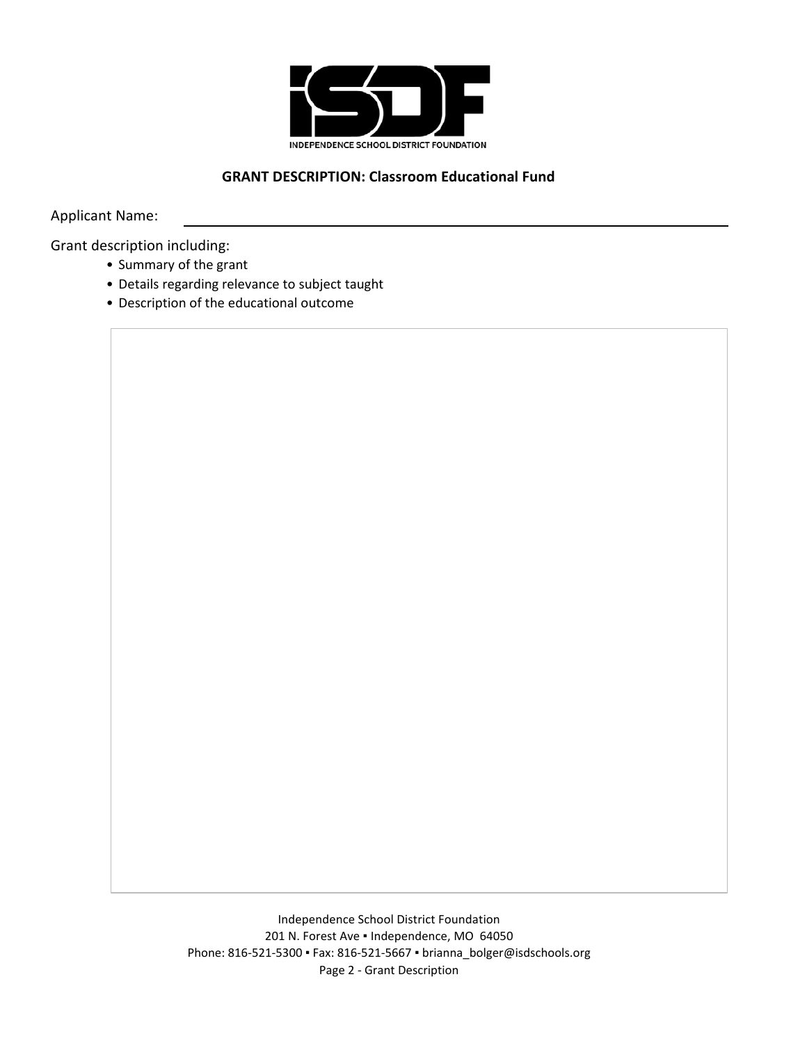ISDF

INDEPENDENCE SCHOOL DISTRICT FOUNDATION

**GRANT DESCRIPTION: Classroom Educational Fund**

Applicant Name: ______________________________________________

Grant description including:

- Summary of the grant
- Details regarding relevance to subject taught
- Description of the educational outcome

Independence School District Foundation
201 N. Forest Ave ▪ Independence, MO 64050
Phone: 816-521-5300 ▪ Fax: 816-521-5667 ▪ brianna_bolger@isdschools.org
Page 2 - Grant Description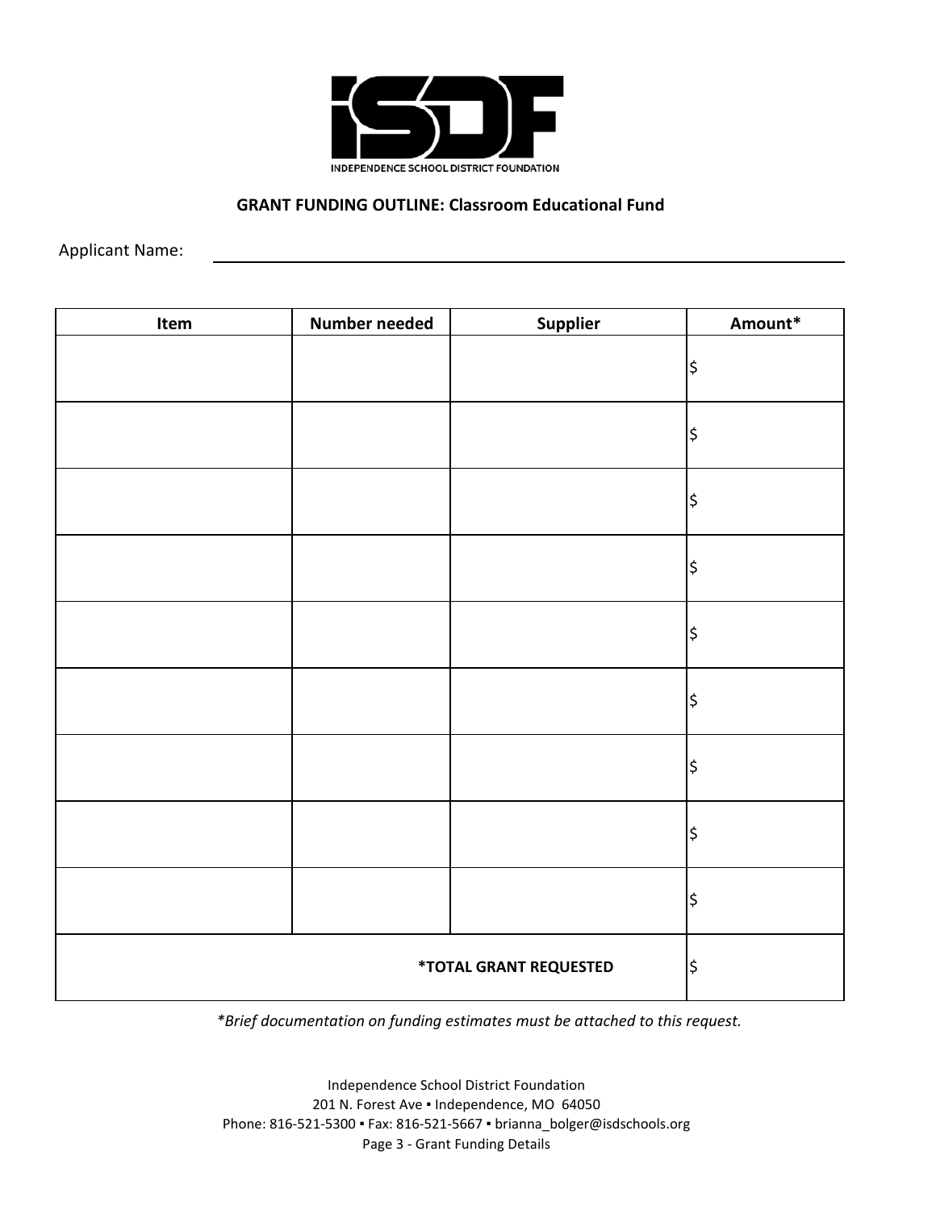INDEPENDENCE SCHOOL DISTRICT FOUNDATION

**GRANT FUNDING OUTLINE: Classroom Educational Fund**

Applicant Name: ______________________________

| Item | Number needed | Supplier | Amount* |
|---|---|---|---|
| | | | $ |
| | | | $ |
| | | | $ |
| | | | $ |
| | | | $ |
| | | | $ |
| | | | $ |
| | | | $ |
| | | | $ |
| | | **\*TOTAL GRANT REQUESTED** | $ |

*\*Brief documentation on funding estimates must be attached to this request.*

Independence School District Foundation
201 N. Forest Ave ▪ Independence, MO 64050
Phone: 816-521-5300 ▪ Fax: 816-521-5667 ▪ brianna_bolger@isdschools.org
Page 3 - Grant Funding Details